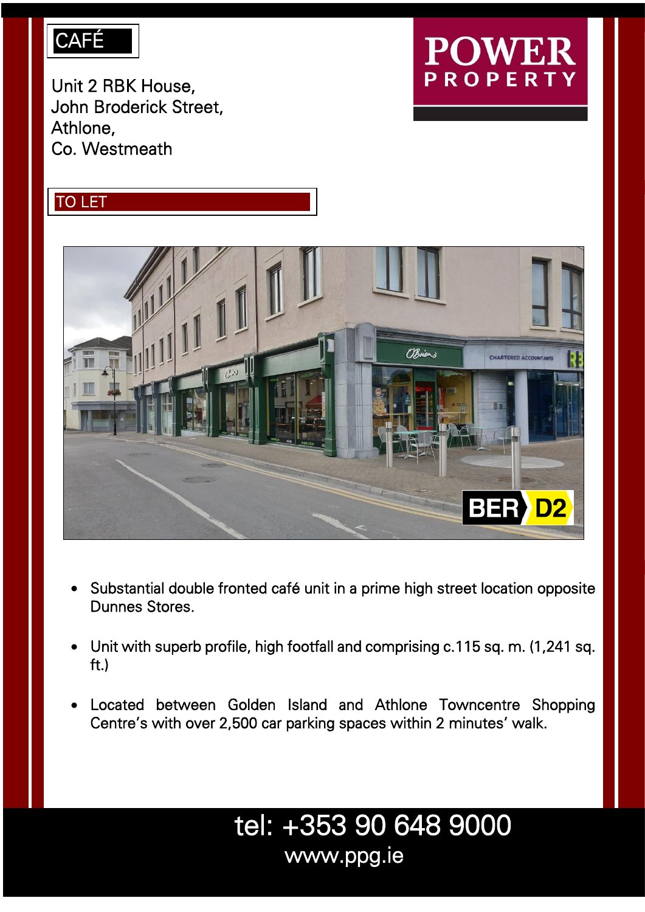CAFÉ

Unit 2 RBK House,
John Broderick Street,
Athlone,
Co. Westmeath

**POWER PROPERTY**

TO LET

BER D2

- Substantial double fronted café unit in a prime high street location opposite Dunnes Stores.
- Unit with superb profile, high footfall and comprising c.115 sq. m. (1,241 sq. ft.)
- Located between Golden Island and Athlone Towncentre Shopping Centre's with over 2,500 car parking spaces within 2 minutes' walk.

tel: +353 90 648 9000
www.ppg.ie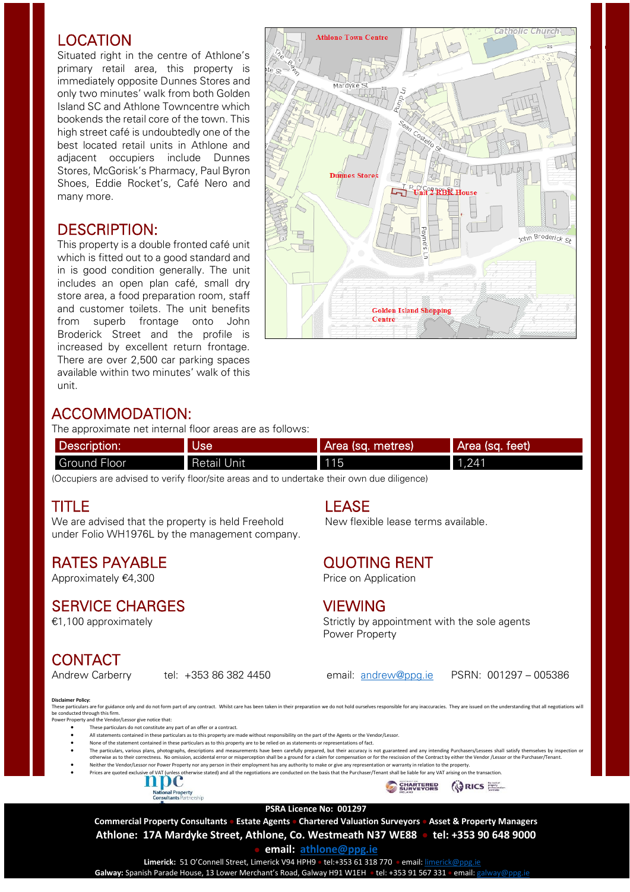## LOCATION

Situated right in the centre of Athlone's primary retail area, this property is immediately opposite Dunnes Stores and only two minutes' walk from both Golden Island SC and Athlone Towncentre which bookends the retail core of the town. This high street café is undoubtedly one of the best located retail units in Athlone and adjacent occupiers include Dunnes Stores, McGorisk's Pharmacy, Paul Byron Shoes, Eddie Rocket's, Café Nero and many more.

## DESCRIPTION:

This property is a double fronted café unit which is fitted out to a good standard and in is good condition generally. The unit includes an open plan café, small dry store area, a food preparation room, staff and customer toilets. The unit benefits from superb frontage onto John Broderick Street and the profile is increased by excellent return frontage. There are over 2,500 car parking spaces available within two minutes' walk of this unit.

Athlone Town Centre
Catholic Church
Mardyke St
Pump Ln
Sean Costello St
Dunnes Stores
T. P. O'Connor St
Unit 2 RBK House
Paynes Ln
John Broderick St
Golden Island Shopping Centre

## ACCOMMODATION:

The approximate net internal floor areas are as follows:

| Description: | Use | Area (sq. metres) | Area (sq. feet) |
|---|---|---|---|
| Ground Floor | Retail Unit | 115 | 1,241 |

(Occupiers are advised to verify floor/site areas and to undertake their own due diligence)

## TITLE

We are advised that the property is held Freehold under Folio WH1976L by the management company.

## LEASE

New flexible lease terms available.

## RATES PAYABLE

Approximately €4,300

## QUOTING RENT

Price on Application

## SERVICE CHARGES

€1,100 approximately

## VIEWING

Strictly by appointment with the sole agents Power Property

## CONTACT

Andrew Carberry tel: +353 86 382 4450 email: andrew@ppg.ie PSRN: 001297 – 005386

**Disclaimer Policy:**
These particulars are for guidance only and do not form part of any contract. Whilst care has been taken in their preparation we do not hold ourselves responsible for any inaccuracies. They are issued on the understanding that all negotiations will be conducted through this firm.
Power Property and the Vendor/Lessor give notice that:

- These particulars do not constitute any part of an offer or a contract.
- All statements contained in these particulars as to this property are made without responsibility on the part of the Agents or the Vendor/Lessor.
- None of the statement contained in these particulars as to this property are to be relied on as statements or representations of fact.
- The particulars, various plans, photographs, descriptions and measurements have been carefully prepared, but their accuracy is not guaranteed and any intending Purchasers/Lessees shall satisfy themselves by inspection or otherwise as to their correctness. No omission, accidental error or misperception shall be a ground for a claim for compensation or for the rescission of the Contract by either the Vendor /Lessor or the Purchaser/Tenant.
- Neither the Vendor/Lessor nor Power Property nor any person in their employment has any authority to make or give any representation or warranty in relation to the property.
- Prices are quoted exclusive of VAT (unless otherwise stated) and all the negotiations are conducted on the basis that the Purchaser/Tenant shall be liable for any VAT arising on the transaction.

npc National Property Consultants Partnership

CHARTERED SURVEYORS IRELAND RICS

**PSRA Licence No: 001297**

**Commercial Property Consultants • Estate Agents • Chartered Valuation Surveyors • Asset & Property Managers**

**Athlone: 17A Mardyke Street, Athlone, Co. Westmeath N37 WE88 • tel: +353 90 648 9000**

**• email: athlone@ppg.ie**

**Limerick:** 51 O'Connell Street, Limerick V94 HPH9 • tel:+353 61 318 770 • email: limerick@ppg.ie

**Galway:** Spanish Parade House, 13 Lower Merchant's Road, Galway H91 W1EH • tel: +353 91 567 331 • email: galway@ppg.ie